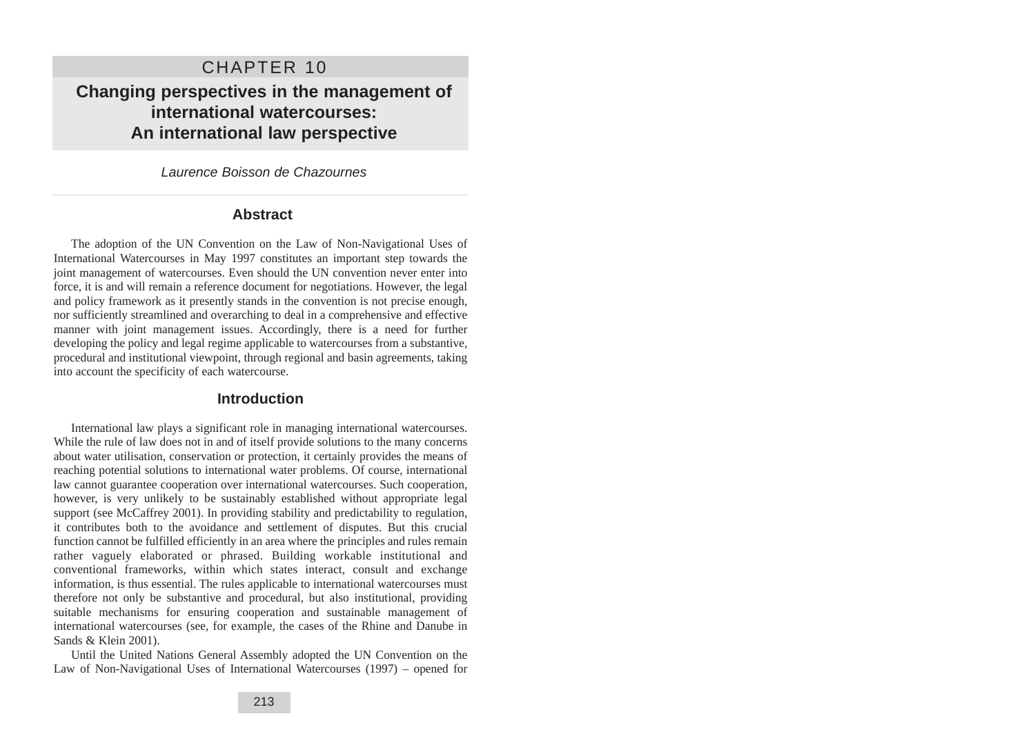# CHAPTER 10

# Changing perspectives in the management of international watercourses: An international law perspective

*Laurence Boisson de Chazournes*

## Abstract

The adoption of the UN Convention on the Law of Non-Navigational Uses of International Watercourses in May 1997 constitutes an important step towards the joint management of watercourses. Even should the UN convention never enter into force, it is and will remain a reference document for negotiations. However, the legal and policy framework as it presently stands in the convention is not precise enough, nor sufficiently streamlined and overarching to deal in a comprehensive and effective manner with joint management issues. Accordingly, there is a need for further developing the policy and legal regime applicable to watercourses from a substantive, procedural and institutional viewpoint, through regional and basin agreements, taking into account the specificity of each watercourse.

## Introduction

International law plays a significant role in managing international watercourses. While the rule of law does not in and of itself provide solutions to the many concerns about water utilisation, conservation or protection, it certainly provides the means of reaching potential solutions to international water problems. Of course, international law cannot guarantee cooperation over international watercourses. Such cooperation, however, is very unlikely to be sustainably established without appropriate legal support (see McCaffrey 2001). In providing stability and predictability to regulation, it contributes both to the avoidance and settlement of disputes. But this crucial function cannot be fulfilled efficiently in an area where the principles and rules remain rather vaguely elaborated or phrased. Building workable institutional and conventional frameworks, within which states interact, consult and exchange information, is thus essential. The rules applicable to international watercourses must therefore not only be substantive and procedural, but also institutional, providing suitable mechanisms for ensuring cooperation and sustainable management of international watercourses (see, for example, the cases of the Rhine and Danube in Sands & Klein 2001).

Until the United Nations General Assembly adopted the UN Convention on the Law of Non-Navigational Uses of International Watercourses (1997) – opened for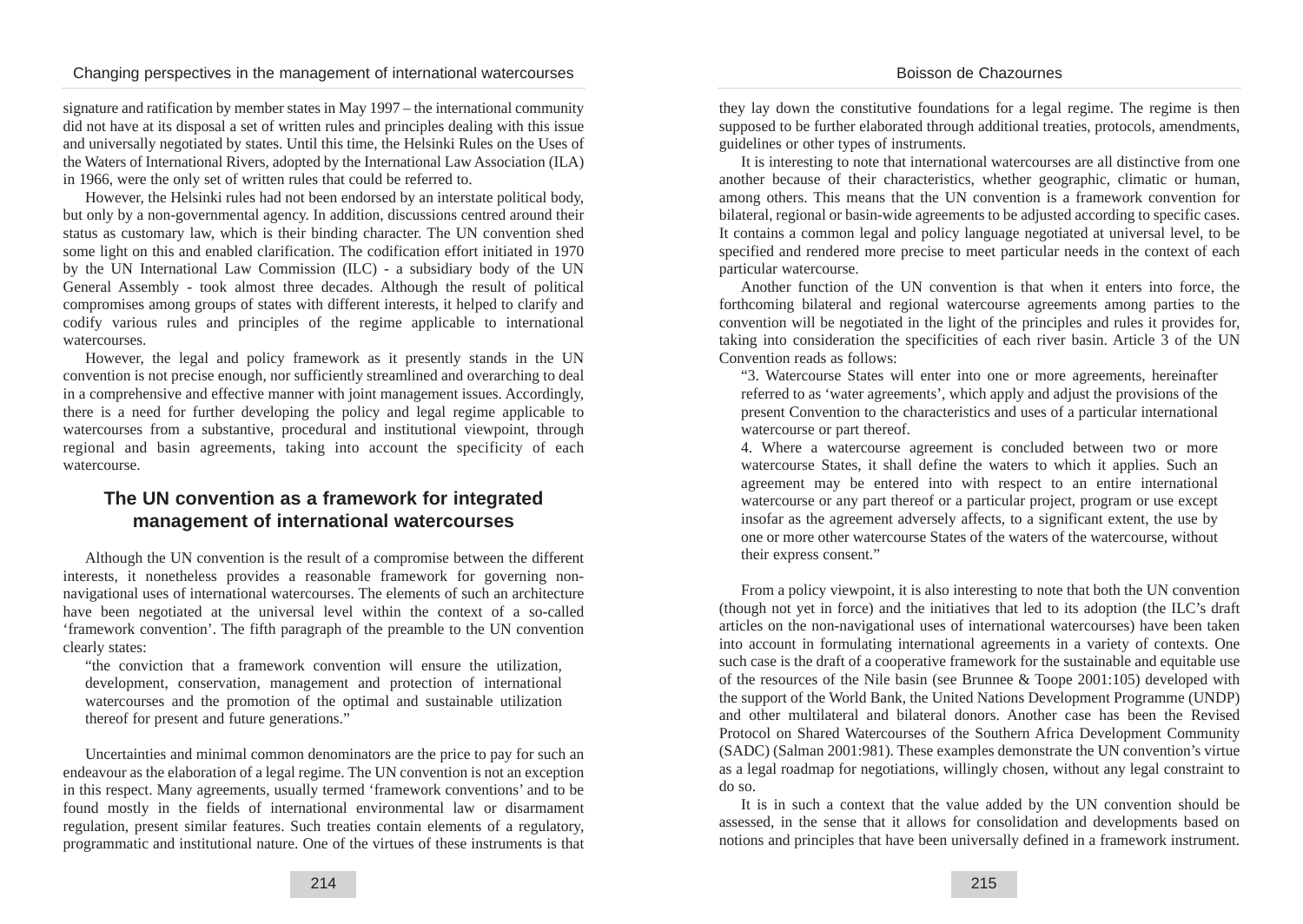signature and ratification by member states in May 1997 – the international community did not have at its disposal a set of written rules and principles dealing with this issue and universally negotiated by states. Until this time, the Helsinki Rules on the Uses of the Waters of International Rivers, adopted by the International Law Association (ILA) in 1966, were the only set of written rules that could be referred to.

However, the Helsinki rules had not been endorsed by an interstate political body, but only by a non-governmental agency. In addition, discussions centred around their status as customary law, which is their binding character. The UN convention shed some light on this and enabled clarification. The codification effort initiated in 1970 by the UN International Law Commission (ILC) - a subsidiary body of the UN General Assembly - took almost three decades. Although the result of political compromises among groups of states with different interests, it helped to clarify and codify various rules and principles of the regime applicable to international watercourses.

However, the legal and policy framework as it presently stands in the UN convention is not precise enough, nor sufficiently streamlined and overarching to deal in a comprehensive and effective manner with joint management issues. Accordingly, there is a need for further developing the policy and legal regime applicable to watercourses from a substantive, procedural and institutional viewpoint, through regional and basin agreements, taking into account the specificity of each watercourse.

## The UN convention as a framework for integrated management of international watercourses

Although the UN convention is the result of a compromise between the different interests, it nonetheless provides a reasonable framework for governing non-navigational uses of international watercourses. The elements of such an architecture have been negotiated at the universal level within the context of a so-called 'framework convention'. The fifth paragraph of the preamble to the UN convention clearly states:

> "the conviction that a framework convention will ensure the utilization, development, conservation, management and protection of international watercourses and the promotion of the optimal and sustainable utilization thereof for present and future generations."

Uncertainties and minimal common denominators are the price to pay for such an endeavour as the elaboration of a legal regime. The UN convention is not an exception in this respect. Many agreements, usually termed 'framework conventions' and to be found mostly in the fields of international environmental law or disarmament regulation, present similar features. Such treaties contain elements of a regulatory, programmatic and institutional nature. One of the virtues of these instruments is that they lay down the constitutive foundations for a legal regime. The regime is then supposed to be further elaborated through additional treaties, protocols, amendments, guidelines or other types of instruments.

It is interesting to note that international watercourses are all distinctive from one another because of their characteristics, whether geographic, climatic or human, among others. This means that the UN convention is a framework convention for bilateral, regional or basin-wide agreements to be adjusted according to specific cases. It contains a common legal and policy language negotiated at universal level, to be specified and rendered more precise to meet particular needs in the context of each particular watercourse.

Another function of the UN convention is that when it enters into force, the forthcoming bilateral and regional watercourse agreements among parties to the convention will be negotiated in the light of the principles and rules it provides for, taking into consideration the specificities of each river basin. Article 3 of the UN Convention reads as follows:

> "3. Watercourse States will enter into one or more agreements, hereinafter referred to as 'water agreements', which apply and adjust the provisions of the present Convention to the characteristics and uses of a particular international watercourse or part thereof.
>
> 4. Where a watercourse agreement is concluded between two or more watercourse States, it shall define the waters to which it applies. Such an agreement may be entered into with respect to an entire international watercourse or any part thereof or a particular project, program or use except insofar as the agreement adversely affects, to a significant extent, the use by one or more other watercourse States of the waters of the watercourse, without their express consent."

From a policy viewpoint, it is also interesting to note that both the UN convention (though not yet in force) and the initiatives that led to its adoption (the ILC's draft articles on the non-navigational uses of international watercourses) have been taken into account in formulating international agreements in a variety of contexts. One such case is the draft of a cooperative framework for the sustainable and equitable use of the resources of the Nile basin (see Brunnee & Toope 2001:105) developed with the support of the World Bank, the United Nations Development Programme (UNDP) and other multilateral and bilateral donors. Another case has been the Revised Protocol on Shared Watercourses of the Southern Africa Development Community (SADC) (Salman 2001:981). These examples demonstrate the UN convention's virtue as a legal roadmap for negotiations, willingly chosen, without any legal constraint to do so.

It is in such a context that the value added by the UN convention should be assessed, in the sense that it allows for consolidation and developments based on notions and principles that have been universally defined in a framework instrument.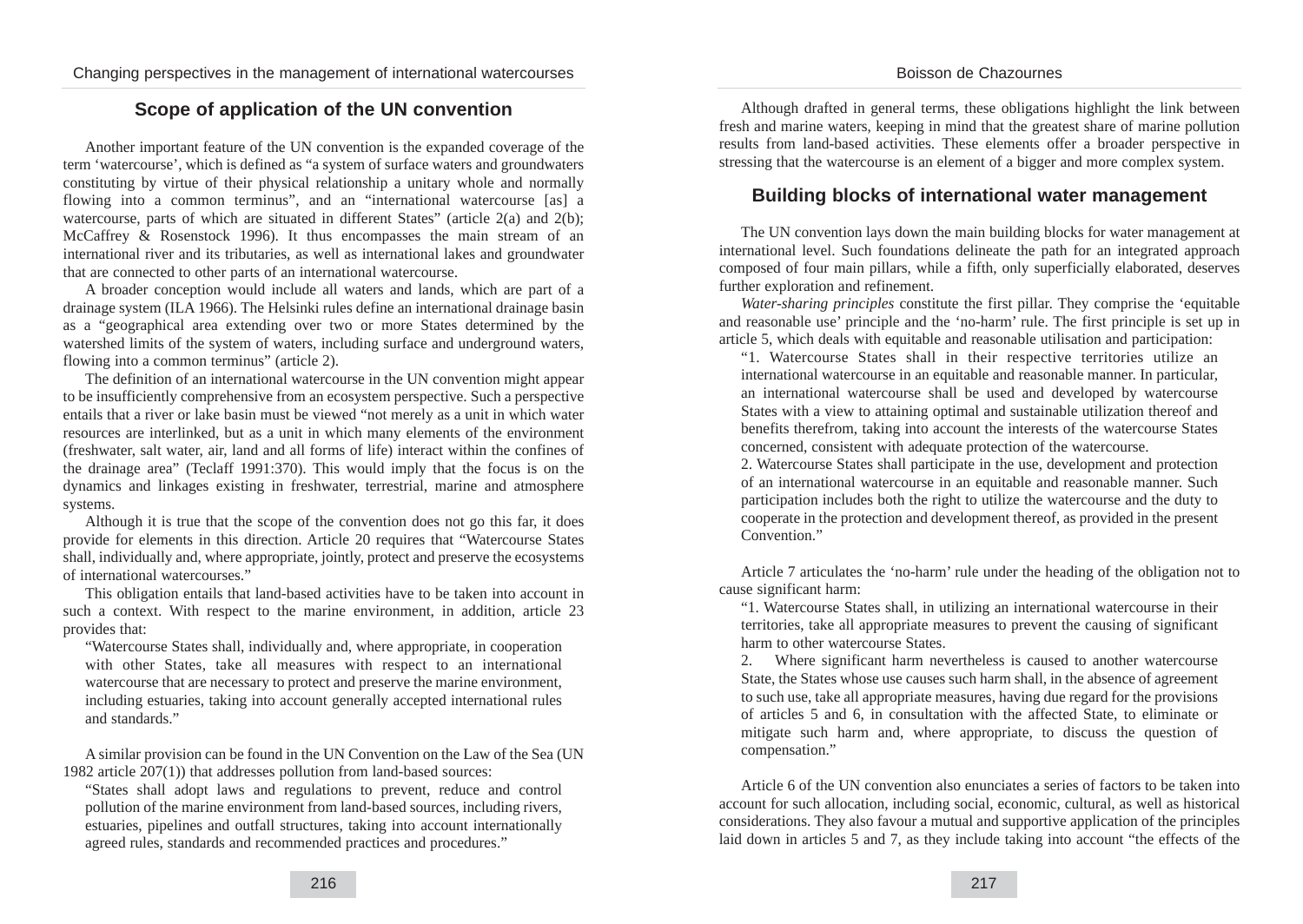## Scope of application of the UN convention

Another important feature of the UN convention is the expanded coverage of the term 'watercourse', which is defined as "a system of surface waters and groundwaters constituting by virtue of their physical relationship a unitary whole and normally flowing into a common terminus", and an "international watercourse [as] a watercourse, parts of which are situated in different States" (article 2(a) and 2(b); McCaffrey & Rosenstock 1996). It thus encompasses the main stream of an international river and its tributaries, as well as international lakes and groundwater that are connected to other parts of an international watercourse.

A broader conception would include all waters and lands, which are part of a drainage system (ILA 1966). The Helsinki rules define an international drainage basin as a "geographical area extending over two or more States determined by the watershed limits of the system of waters, including surface and underground waters, flowing into a common terminus" (article 2).

The definition of an international watercourse in the UN convention might appear to be insufficiently comprehensive from an ecosystem perspective. Such a perspective entails that a river or lake basin must be viewed "not merely as a unit in which water resources are interlinked, but as a unit in which many elements of the environment (freshwater, salt water, air, land and all forms of life) interact within the confines of the drainage area" (Teclaff 1991:370). This would imply that the focus is on the dynamics and linkages existing in freshwater, terrestrial, marine and atmosphere systems.

Although it is true that the scope of the convention does not go this far, it does provide for elements in this direction. Article 20 requires that "Watercourse States shall, individually and, where appropriate, jointly, protect and preserve the ecosystems of international watercourses."

This obligation entails that land-based activities have to be taken into account in such a context. With respect to the marine environment, in addition, article 23 provides that:

> "Watercourse States shall, individually and, where appropriate, in cooperation with other States, take all measures with respect to an international watercourse that are necessary to protect and preserve the marine environment, including estuaries, taking into account generally accepted international rules and standards."

A similar provision can be found in the UN Convention on the Law of the Sea (UN 1982 article 207(1)) that addresses pollution from land-based sources:

> "States shall adopt laws and regulations to prevent, reduce and control pollution of the marine environment from land-based sources, including rivers, estuaries, pipelines and outfall structures, taking into account internationally agreed rules, standards and recommended practices and procedures."

Although drafted in general terms, these obligations highlight the link between fresh and marine waters, keeping in mind that the greatest share of marine pollution results from land-based activities. These elements offer a broader perspective in stressing that the watercourse is an element of a bigger and more complex system.

## Building blocks of international water management

The UN convention lays down the main building blocks for water management at international level. Such foundations delineate the path for an integrated approach composed of four main pillars, while a fifth, only superficially elaborated, deserves further exploration and refinement.

*Water-sharing principles* constitute the first pillar. They comprise the 'equitable and reasonable use' principle and the 'no-harm' rule. The first principle is set up in article 5, which deals with equitable and reasonable utilisation and participation:

> "1. Watercourse States shall in their respective territories utilize an international watercourse in an equitable and reasonable manner. In particular, an international watercourse shall be used and developed by watercourse States with a view to attaining optimal and sustainable utilization thereof and benefits therefrom, taking into account the interests of the watercourse States concerned, consistent with adequate protection of the watercourse.
>
> 2. Watercourse States shall participate in the use, development and protection of an international watercourse in an equitable and reasonable manner. Such participation includes both the right to utilize the watercourse and the duty to cooperate in the protection and development thereof, as provided in the present Convention."

Article 7 articulates the 'no-harm' rule under the heading of the obligation not to cause significant harm:

> "1. Watercourse States shall, in utilizing an international watercourse in their territories, take all appropriate measures to prevent the causing of significant harm to other watercourse States.
>
> 2. Where significant harm nevertheless is caused to another watercourse State, the States whose use causes such harm shall, in the absence of agreement to such use, take all appropriate measures, having due regard for the provisions of articles 5 and 6, in consultation with the affected State, to eliminate or mitigate such harm and, where appropriate, to discuss the question of compensation."

Article 6 of the UN convention also enunciates a series of factors to be taken into account for such allocation, including social, economic, cultural, as well as historical considerations. They also favour a mutual and supportive application of the principles laid down in articles 5 and 7, as they include taking into account "the effects of the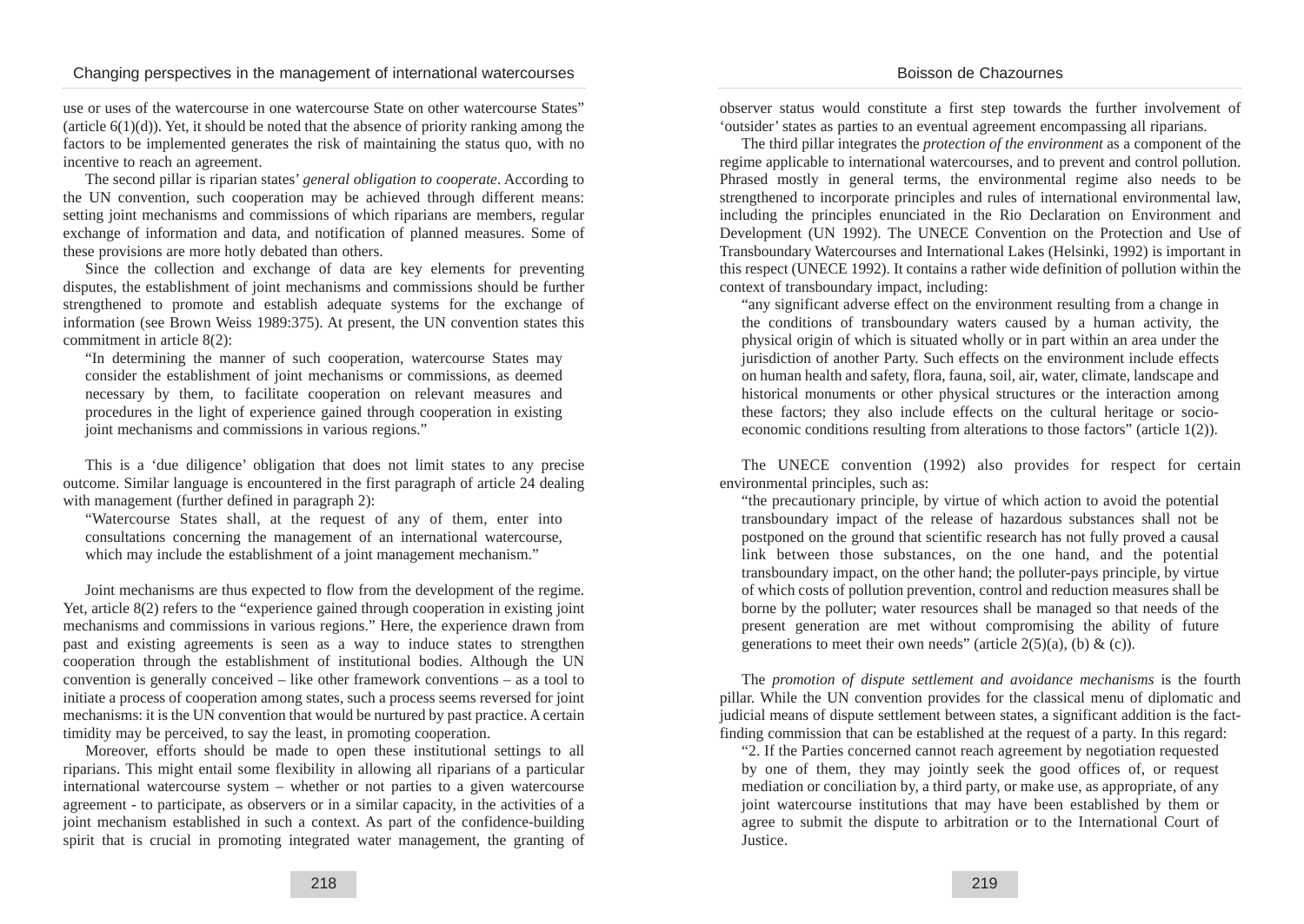use or uses of the watercourse in one watercourse State on other watercourse States" (article 6(1)(d)). Yet, it should be noted that the absence of priority ranking among the factors to be implemented generates the risk of maintaining the status quo, with no incentive to reach an agreement.

The second pillar is riparian states' *general obligation to cooperate*. According to the UN convention, such cooperation may be achieved through different means: setting joint mechanisms and commissions of which riparians are members, regular exchange of information and data, and notification of planned measures. Some of these provisions are more hotly debated than others.

Since the collection and exchange of data are key elements for preventing disputes, the establishment of joint mechanisms and commissions should be further strengthened to promote and establish adequate systems for the exchange of information (see Brown Weiss 1989:375). At present, the UN convention states this commitment in article 8(2):

> "In determining the manner of such cooperation, watercourse States may consider the establishment of joint mechanisms or commissions, as deemed necessary by them, to facilitate cooperation on relevant measures and procedures in the light of experience gained through cooperation in existing joint mechanisms and commissions in various regions."

This is a 'due diligence' obligation that does not limit states to any precise outcome. Similar language is encountered in the first paragraph of article 24 dealing with management (further defined in paragraph 2):

> "Watercourse States shall, at the request of any of them, enter into consultations concerning the management of an international watercourse, which may include the establishment of a joint management mechanism."

Joint mechanisms are thus expected to flow from the development of the regime. Yet, article 8(2) refers to the "experience gained through cooperation in existing joint mechanisms and commissions in various regions." Here, the experience drawn from past and existing agreements is seen as a way to induce states to strengthen cooperation through the establishment of institutional bodies. Although the UN convention is generally conceived – like other framework conventions – as a tool to initiate a process of cooperation among states, such a process seems reversed for joint mechanisms: it is the UN convention that would be nurtured by past practice. A certain timidity may be perceived, to say the least, in promoting cooperation.

Moreover, efforts should be made to open these institutional settings to all riparians. This might entail some flexibility in allowing all riparians of a particular international watercourse system – whether or not parties to a given watercourse agreement - to participate, as observers or in a similar capacity, in the activities of a joint mechanism established in such a context. As part of the confidence-building spirit that is crucial in promoting integrated water management, the granting of observer status would constitute a first step towards the further involvement of 'outsider' states as parties to an eventual agreement encompassing all riparians.

The third pillar integrates the *protection of the environment* as a component of the regime applicable to international watercourses, and to prevent and control pollution. Phrased mostly in general terms, the environmental regime also needs to be strengthened to incorporate principles and rules of international environmental law, including the principles enunciated in the Rio Declaration on Environment and Development (UN 1992). The UNECE Convention on the Protection and Use of Transboundary Watercourses and International Lakes (Helsinki, 1992) is important in this respect (UNECE 1992). It contains a rather wide definition of pollution within the context of transboundary impact, including:

> "any significant adverse effect on the environment resulting from a change in the conditions of transboundary waters caused by a human activity, the physical origin of which is situated wholly or in part within an area under the jurisdiction of another Party. Such effects on the environment include effects on human health and safety, flora, fauna, soil, air, water, climate, landscape and historical monuments or other physical structures or the interaction among these factors; they also include effects on the cultural heritage or socio-economic conditions resulting from alterations to those factors" (article 1(2)).

The UNECE convention (1992) also provides for respect for certain environmental principles, such as:

> "the precautionary principle, by virtue of which action to avoid the potential transboundary impact of the release of hazardous substances shall not be postponed on the ground that scientific research has not fully proved a causal link between those substances, on the one hand, and the potential transboundary impact, on the other hand; the polluter-pays principle, by virtue of which costs of pollution prevention, control and reduction measures shall be borne by the polluter; water resources shall be managed so that needs of the present generation are met without compromising the ability of future generations to meet their own needs" (article 2(5)(a), (b) & (c)).

The *promotion of dispute settlement and avoidance mechanisms* is the fourth pillar. While the UN convention provides for the classical menu of diplomatic and judicial means of dispute settlement between states, a significant addition is the fact-finding commission that can be established at the request of a party. In this regard:

> "2. If the Parties concerned cannot reach agreement by negotiation requested by one of them, they may jointly seek the good offices of, or request mediation or conciliation by, a third party, or make use, as appropriate, of any joint watercourse institutions that may have been established by them or agree to submit the dispute to arbitration or to the International Court of Justice.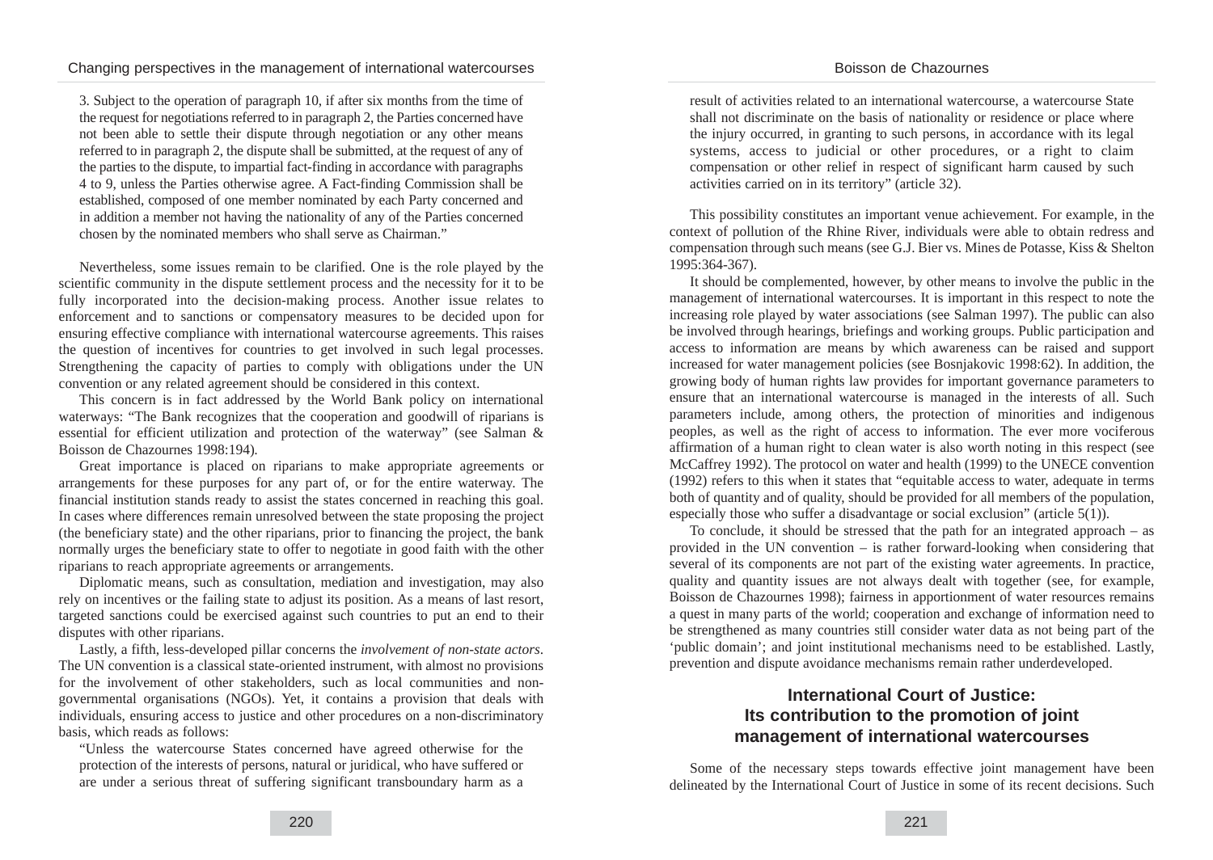3. Subject to the operation of paragraph 10, if after six months from the time of the request for negotiations referred to in paragraph 2, the Parties concerned have not been able to settle their dispute through negotiation or any other means referred to in paragraph 2, the dispute shall be submitted, at the request of any of the parties to the dispute, to impartial fact-finding in accordance with paragraphs 4 to 9, unless the Parties otherwise agree. A Fact-finding Commission shall be established, composed of one member nominated by each Party concerned and in addition a member not having the nationality of any of the Parties concerned chosen by the nominated members who shall serve as Chairman."

Nevertheless, some issues remain to be clarified. One is the role played by the scientific community in the dispute settlement process and the necessity for it to be fully incorporated into the decision-making process. Another issue relates to enforcement and to sanctions or compensatory measures to be decided upon for ensuring effective compliance with international watercourse agreements. This raises the question of incentives for countries to get involved in such legal processes. Strengthening the capacity of parties to comply with obligations under the UN convention or any related agreement should be considered in this context.

This concern is in fact addressed by the World Bank policy on international waterways: "The Bank recognizes that the cooperation and goodwill of riparians is essential for efficient utilization and protection of the waterway" (see Salman & Boisson de Chazournes 1998:194).

Great importance is placed on riparians to make appropriate agreements or arrangements for these purposes for any part of, or for the entire waterway. The financial institution stands ready to assist the states concerned in reaching this goal. In cases where differences remain unresolved between the state proposing the project (the beneficiary state) and the other riparians, prior to financing the project, the bank normally urges the beneficiary state to offer to negotiate in good faith with the other riparians to reach appropriate agreements or arrangements.

Diplomatic means, such as consultation, mediation and investigation, may also rely on incentives or the failing state to adjust its position. As a means of last resort, targeted sanctions could be exercised against such countries to put an end to their disputes with other riparians.

Lastly, a fifth, less-developed pillar concerns the *involvement of non-state actors*. The UN convention is a classical state-oriented instrument, with almost no provisions for the involvement of other stakeholders, such as local communities and non-governmental organisations (NGOs). Yet, it contains a provision that deals with individuals, ensuring access to justice and other procedures on a non-discriminatory basis, which reads as follows:

"Unless the watercourse States concerned have agreed otherwise for the protection of the interests of persons, natural or juridical, who have suffered or are under a serious threat of suffering significant transboundary harm as a result of activities related to an international watercourse, a watercourse State shall not discriminate on the basis of nationality or residence or place where the injury occurred, in granting to such persons, in accordance with its legal systems, access to judicial or other procedures, or a right to claim compensation or other relief in respect of significant harm caused by such activities carried on in its territory" (article 32).

This possibility constitutes an important venue achievement. For example, in the context of pollution of the Rhine River, individuals were able to obtain redress and compensation through such means (see G.J. Bier vs. Mines de Potasse, Kiss & Shelton 1995:364-367).

It should be complemented, however, by other means to involve the public in the management of international watercourses. It is important in this respect to note the increasing role played by water associations (see Salman 1997). The public can also be involved through hearings, briefings and working groups. Public participation and access to information are means by which awareness can be raised and support increased for water management policies (see Bosnjakovic 1998:62). In addition, the growing body of human rights law provides for important governance parameters to ensure that an international watercourse is managed in the interests of all. Such parameters include, among others, the protection of minorities and indigenous peoples, as well as the right of access to information. The ever more vociferous affirmation of a human right to clean water is also worth noting in this respect (see McCaffrey 1992). The protocol on water and health (1999) to the UNECE convention (1992) refers to this when it states that "equitable access to water, adequate in terms both of quantity and of quality, should be provided for all members of the population, especially those who suffer a disadvantage or social exclusion" (article 5(1)).

To conclude, it should be stressed that the path for an integrated approach – as provided in the UN convention – is rather forward-looking when considering that several of its components are not part of the existing water agreements. In practice, quality and quantity issues are not always dealt with together (see, for example, Boisson de Chazournes 1998); fairness in apportionment of water resources remains a quest in many parts of the world; cooperation and exchange of information need to be strengthened as many countries still consider water data as not being part of the 'public domain'; and joint institutional mechanisms need to be established. Lastly, prevention and dispute avoidance mechanisms remain rather underdeveloped.

## International Court of Justice: Its contribution to the promotion of joint management of international watercourses

Some of the necessary steps towards effective joint management have been delineated by the International Court of Justice in some of its recent decisions. Such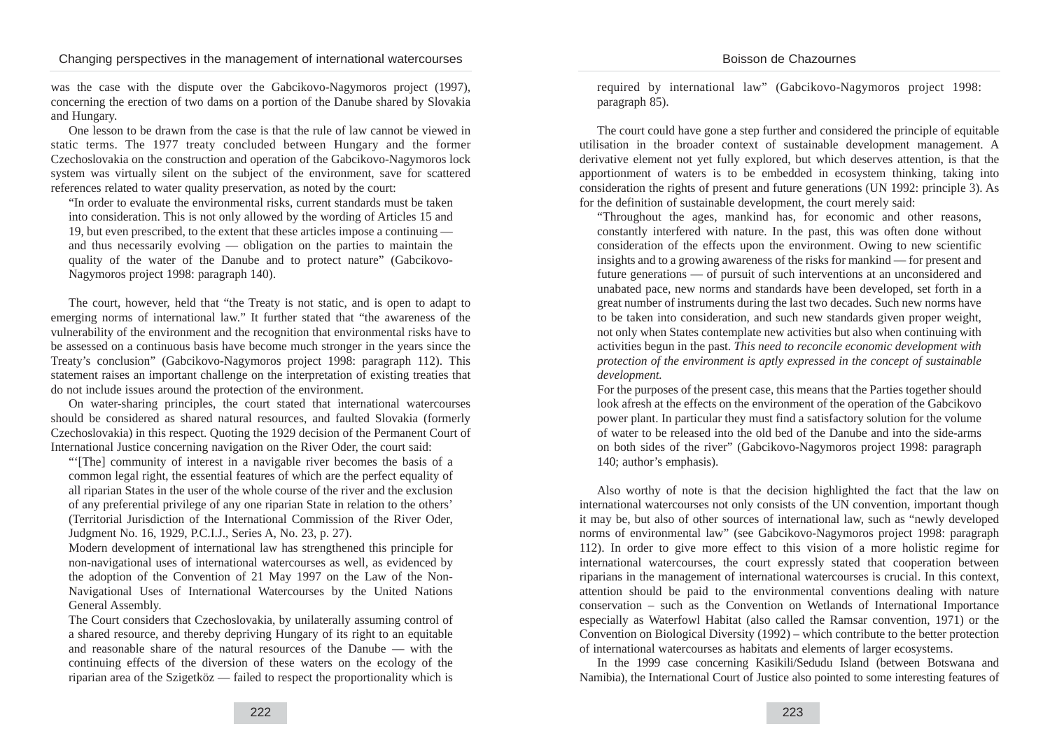was the case with the dispute over the Gabcikovo-Nagymoros project (1997), concerning the erection of two dams on a portion of the Danube shared by Slovakia and Hungary.

One lesson to be drawn from the case is that the rule of law cannot be viewed in static terms. The 1977 treaty concluded between Hungary and the former Czechoslovakia on the construction and operation of the Gabcikovo-Nagymoros lock system was virtually silent on the subject of the environment, save for scattered references related to water quality preservation, as noted by the court:

> "In order to evaluate the environmental risks, current standards must be taken into consideration. This is not only allowed by the wording of Articles 15 and 19, but even prescribed, to the extent that these articles impose a continuing — and thus necessarily evolving — obligation on the parties to maintain the quality of the water of the Danube and to protect nature" (Gabcikovo-Nagymoros project 1998: paragraph 140).

The court, however, held that "the Treaty is not static, and is open to adapt to emerging norms of international law." It further stated that "the awareness of the vulnerability of the environment and the recognition that environmental risks have to be assessed on a continuous basis have become much stronger in the years since the Treaty's conclusion" (Gabcikovo-Nagymoros project 1998: paragraph 112). This statement raises an important challenge on the interpretation of existing treaties that do not include issues around the protection of the environment.

On water-sharing principles, the court stated that international watercourses should be considered as shared natural resources, and faulted Slovakia (formerly Czechoslovakia) in this respect. Quoting the 1929 decision of the Permanent Court of International Justice concerning navigation on the River Oder, the court said:

> "'[The] community of interest in a navigable river becomes the basis of a common legal right, the essential features of which are the perfect equality of all riparian States in the user of the whole course of the river and the exclusion of any preferential privilege of any one riparian State in relation to the others' (Territorial Jurisdiction of the International Commission of the River Oder, Judgment No. 16, 1929, P.C.I.J., Series A, No. 23, p. 27).
>
> Modern development of international law has strengthened this principle for non-navigational uses of international watercourses as well, as evidenced by the adoption of the Convention of 21 May 1997 on the Law of the Non-Navigational Uses of International Watercourses by the United Nations General Assembly.
>
> The Court considers that Czechoslovakia, by unilaterally assuming control of a shared resource, and thereby depriving Hungary of its right to an equitable and reasonable share of the natural resources of the Danube — with the continuing effects of the diversion of these waters on the ecology of the riparian area of the Szigetköz — failed to respect the proportionality which is required by international law" (Gabcikovo-Nagymoros project 1998: paragraph 85).

The court could have gone a step further and considered the principle of equitable utilisation in the broader context of sustainable development management. A derivative element not yet fully explored, but which deserves attention, is that the apportionment of waters is to be embedded in ecosystem thinking, taking into consideration the rights of present and future generations (UN 1992: principle 3). As for the definition of sustainable development, the court merely said:

> "Throughout the ages, mankind has, for economic and other reasons, constantly interfered with nature. In the past, this was often done without consideration of the effects upon the environment. Owing to new scientific insights and to a growing awareness of the risks for mankind — for present and future generations — of pursuit of such interventions at an unconsidered and unabated pace, new norms and standards have been developed, set forth in a great number of instruments during the last two decades. Such new norms have to be taken into consideration, and such new standards given proper weight, not only when States contemplate new activities but also when continuing with activities begun in the past. *This need to reconcile economic development with protection of the environment is aptly expressed in the concept of sustainable development.*
>
> For the purposes of the present case, this means that the Parties together should look afresh at the effects on the environment of the operation of the Gabcikovo power plant. In particular they must find a satisfactory solution for the volume of water to be released into the old bed of the Danube and into the side-arms on both sides of the river" (Gabcikovo-Nagymoros project 1998: paragraph 140; author's emphasis).

Also worthy of note is that the decision highlighted the fact that the law on international watercourses not only consists of the UN convention, important though it may be, but also of other sources of international law, such as "newly developed norms of environmental law" (see Gabcikovo-Nagymoros project 1998: paragraph 112). In order to give more effect to this vision of a more holistic regime for international watercourses, the court expressly stated that cooperation between riparians in the management of international watercourses is crucial. In this context, attention should be paid to the environmental conventions dealing with nature conservation – such as the Convention on Wetlands of International Importance especially as Waterfowl Habitat (also called the Ramsar convention, 1971) or the Convention on Biological Diversity (1992) – which contribute to the better protection of international watercourses as habitats and elements of larger ecosystems.

In the 1999 case concerning Kasikili/Sedudu Island (between Botswana and Namibia), the International Court of Justice also pointed to some interesting features of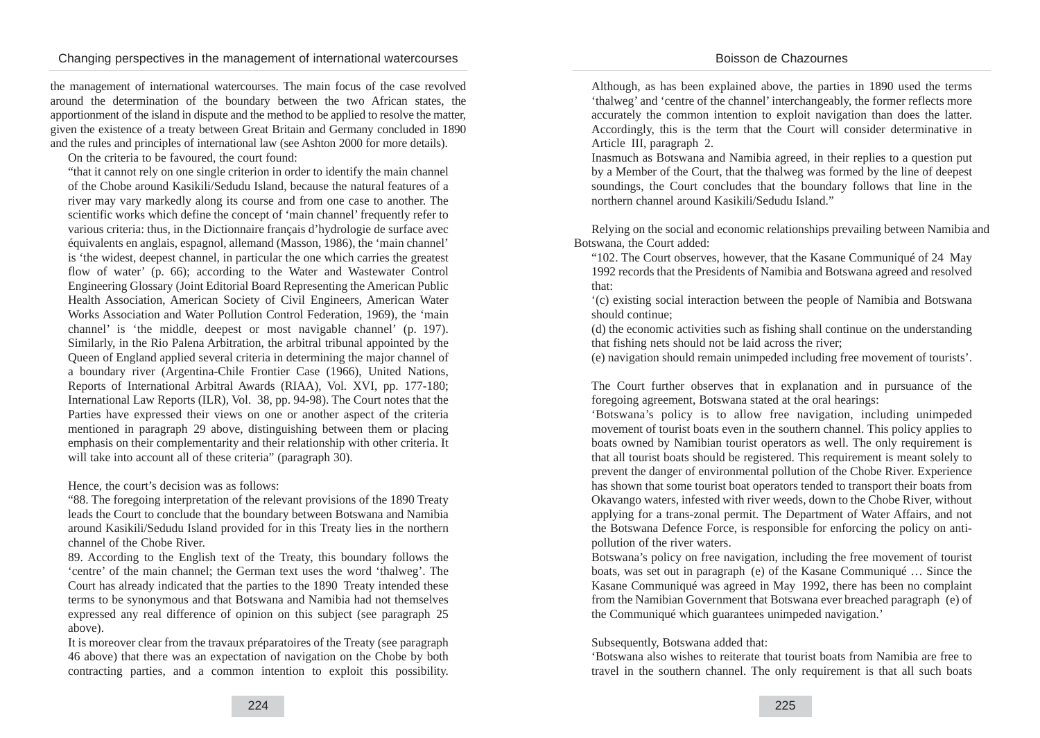the management of international watercourses. The main focus of the case revolved around the determination of the boundary between the two African states, the apportionment of the island in dispute and the method to be applied to resolve the matter, given the existence of a treaty between Great Britain and Germany concluded in 1890 and the rules and principles of international law (see Ashton 2000 for more details).

On the criteria to be favoured, the court found:

> "that it cannot rely on one single criterion in order to identify the main channel of the Chobe around Kasikili/Sedudu Island, because the natural features of a river may vary markedly along its course and from one case to another. The scientific works which define the concept of 'main channel' frequently refer to various criteria: thus, in the Dictionnaire français d'hydrologie de surface avec équivalents en anglais, espagnol, allemand (Masson, 1986), the 'main channel' is 'the widest, deepest channel, in particular the one which carries the greatest flow of water' (p. 66); according to the Water and Wastewater Control Engineering Glossary (Joint Editorial Board Representing the American Public Health Association, American Society of Civil Engineers, American Water Works Association and Water Pollution Control Federation, 1969), the 'main channel' is 'the middle, deepest or most navigable channel' (p. 197). Similarly, in the Rio Palena Arbitration, the arbitral tribunal appointed by the Queen of England applied several criteria in determining the major channel of a boundary river (Argentina-Chile Frontier Case (1966), United Nations, Reports of International Arbitral Awards (RIAA), Vol. XVI, pp. 177-180; International Law Reports (ILR), Vol. 38, pp. 94-98). The Court notes that the Parties have expressed their views on one or another aspect of the criteria mentioned in paragraph 29 above, distinguishing between them or placing emphasis on their complementarity and their relationship with other criteria. It will take into account all of these criteria" (paragraph 30).

Hence, the court's decision was as follows:

> "88. The foregoing interpretation of the relevant provisions of the 1890 Treaty leads the Court to conclude that the boundary between Botswana and Namibia around Kasikili/Sedudu Island provided for in this Treaty lies in the northern channel of the Chobe River.
>
> 89. According to the English text of the Treaty, this boundary follows the 'centre' of the main channel; the German text uses the word 'thalweg'. The Court has already indicated that the parties to the 1890 Treaty intended these terms to be synonymous and that Botswana and Namibia had not themselves expressed any real difference of opinion on this subject (see paragraph 25 above).
>
> It is moreover clear from the travaux préparatoires of the Treaty (see paragraph 46 above) that there was an expectation of navigation on the Chobe by both contracting parties, and a common intention to exploit this possibility. Although, as has been explained above, the parties in 1890 used the terms 'thalweg' and 'centre of the channel' interchangeably, the former reflects more accurately the common intention to exploit navigation than does the latter. Accordingly, this is the term that the Court will consider determinative in Article III, paragraph 2.
>
> Inasmuch as Botswana and Namibia agreed, in their replies to a question put by a Member of the Court, that the thalweg was formed by the line of deepest soundings, the Court concludes that the boundary follows that line in the northern channel around Kasikili/Sedudu Island."

Relying on the social and economic relationships prevailing between Namibia and Botswana, the Court added:

> "102. The Court observes, however, that the Kasane Communiqué of 24 May 1992 records that the Presidents of Namibia and Botswana agreed and resolved that:
>
> '(c) existing social interaction between the people of Namibia and Botswana should continue;
>
> (d) the economic activities such as fishing shall continue on the understanding that fishing nets should not be laid across the river;
>
> (e) navigation should remain unimpeded including free movement of tourists'.
>
> The Court further observes that in explanation and in pursuance of the foregoing agreement, Botswana stated at the oral hearings:
>
> 'Botswana's policy is to allow free navigation, including unimpeded movement of tourist boats even in the southern channel. This policy applies to boats owned by Namibian tourist operators as well. The only requirement is that all tourist boats should be registered. This requirement is meant solely to prevent the danger of environmental pollution of the Chobe River. Experience has shown that some tourist boat operators tended to transport their boats from Okavango waters, infested with river weeds, down to the Chobe River, without applying for a trans-zonal permit. The Department of Water Affairs, and not the Botswana Defence Force, is responsible for enforcing the policy on anti-pollution of the river waters.
>
> Botswana's policy on free navigation, including the free movement of tourist boats, was set out in paragraph (e) of the Kasane Communiqué … Since the Kasane Communiqué was agreed in May 1992, there has been no complaint from the Namibian Government that Botswana ever breached paragraph (e) of the Communiqué which guarantees unimpeded navigation.'
>
> Subsequently, Botswana added that:
>
> 'Botswana also wishes to reiterate that tourist boats from Namibia are free to travel in the southern channel. The only requirement is that all such boats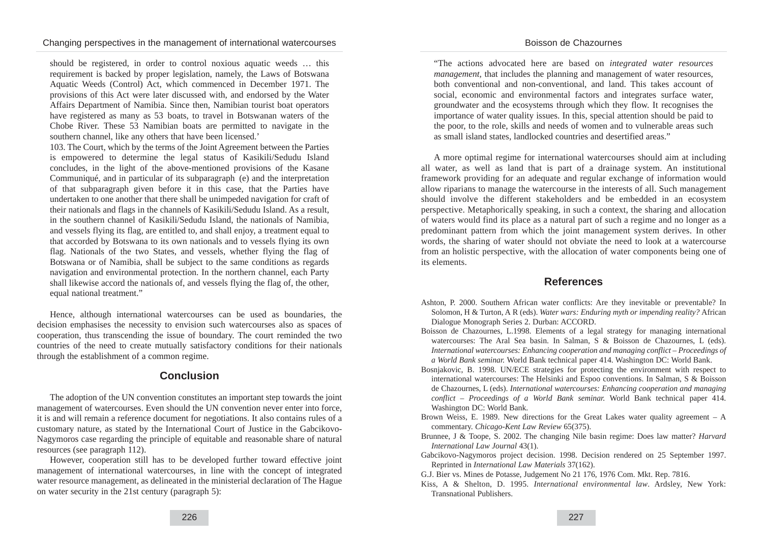should be registered, in order to control noxious aquatic weeds … this requirement is backed by proper legislation, namely, the Laws of Botswana Aquatic Weeds (Control) Act, which commenced in December 1971. The provisions of this Act were later discussed with, and endorsed by the Water Affairs Department of Namibia. Since then, Namibian tourist boat operators have registered as many as 53 boats, to travel in Botswanan waters of the Chobe River. These 53 Namibian boats are permitted to navigate in the southern channel, like any others that have been licensed.'

103. The Court, which by the terms of the Joint Agreement between the Parties is empowered to determine the legal status of Kasikili/Sedudu Island concludes, in the light of the above-mentioned provisions of the Kasane Communiqué, and in particular of its subparagraph (e) and the interpretation of that subparagraph given before it in this case, that the Parties have undertaken to one another that there shall be unimpeded navigation for craft of their nationals and flags in the channels of Kasikili/Sedudu Island. As a result, in the southern channel of Kasikili/Sedudu Island, the nationals of Namibia, and vessels flying its flag, are entitled to, and shall enjoy, a treatment equal to that accorded by Botswana to its own nationals and to vessels flying its own flag. Nationals of the two States, and vessels, whether flying the flag of Botswana or of Namibia, shall be subject to the same conditions as regards navigation and environmental protection. In the northern channel, each Party shall likewise accord the nationals of, and vessels flying the flag of, the other, equal national treatment."

Hence, although international watercourses can be used as boundaries, the decision emphasises the necessity to envision such watercourses also as spaces of cooperation, thus transcending the issue of boundary. The court reminded the two countries of the need to create mutually satisfactory conditions for their nationals through the establishment of a common regime.

## Conclusion

The adoption of the UN convention constitutes an important step towards the joint management of watercourses. Even should the UN convention never enter into force, it is and will remain a reference document for negotiations. It also contains rules of a customary nature, as stated by the International Court of Justice in the Gabcikovo-Nagymoros case regarding the principle of equitable and reasonable share of natural resources (see paragraph 112).

However, cooperation still has to be developed further toward effective joint management of international watercourses, in line with the concept of integrated water resource management, as delineated in the ministerial declaration of The Hague on water security in the 21st century (paragraph 5):

"The actions advocated here are based on *integrated water resources management,* that includes the planning and management of water resources, both conventional and non-conventional, and land. This takes account of social, economic and environmental factors and integrates surface water, groundwater and the ecosystems through which they flow. It recognises the importance of water quality issues. In this, special attention should be paid to the poor, to the role, skills and needs of women and to vulnerable areas such as small island states, landlocked countries and desertified areas."

A more optimal regime for international watercourses should aim at including all water, as well as land that is part of a drainage system. An institutional framework providing for an adequate and regular exchange of information would allow riparians to manage the watercourse in the interests of all. Such management should involve the different stakeholders and be embedded in an ecosystem perspective. Metaphorically speaking, in such a context, the sharing and allocation of waters would find its place as a natural part of such a regime and no longer as a predominant pattern from which the joint management system derives. In other words, the sharing of water should not obviate the need to look at a watercourse from an holistic perspective, with the allocation of water components being one of its elements.

## References

Ashton, P. 2000. Southern African water conflicts: Are they inevitable or preventable? In Solomon, H & Turton, A R (eds). *Water wars: Enduring myth or impending reality?* African Dialogue Monograph Series 2. Durban: ACCORD.

Boisson de Chazournes, L.1998. Elements of a legal strategy for managing international watercourses: The Aral Sea basin. In Salman, S & Boisson de Chazournes, L (eds). *International watercourses: Enhancing cooperation and managing conflict – Proceedings of a World Bank seminar.* World Bank technical paper 414. Washington DC: World Bank.

Bosnjakovic, B. 1998. UN/ECE strategies for protecting the environment with respect to international watercourses: The Helsinki and Espoo conventions. In Salman, S & Boisson de Chazournes, L (eds). *International watercourses: Enhancing cooperation and managing conflict – Proceedings of a World Bank seminar.* World Bank technical paper 414. Washington DC: World Bank.

Brown Weiss, E. 1989. New directions for the Great Lakes water quality agreement – A commentary. *Chicago-Kent Law Review* 65(375).

Brunnee, J & Toope, S. 2002. The changing Nile basin regime: Does law matter? *Harvard International Law Journal* 43(1).

Gabcikovo-Nagymoros project decision. 1998. Decision rendered on 25 September 1997. Reprinted in *International Law Materials* 37(162).

G.J. Bier vs. Mines de Potasse, Judgement No 21 176, 1976 Com. Mkt. Rep. 7816.

Kiss, A & Shelton, D. 1995. *International environmental law*. Ardsley, New York: Transnational Publishers.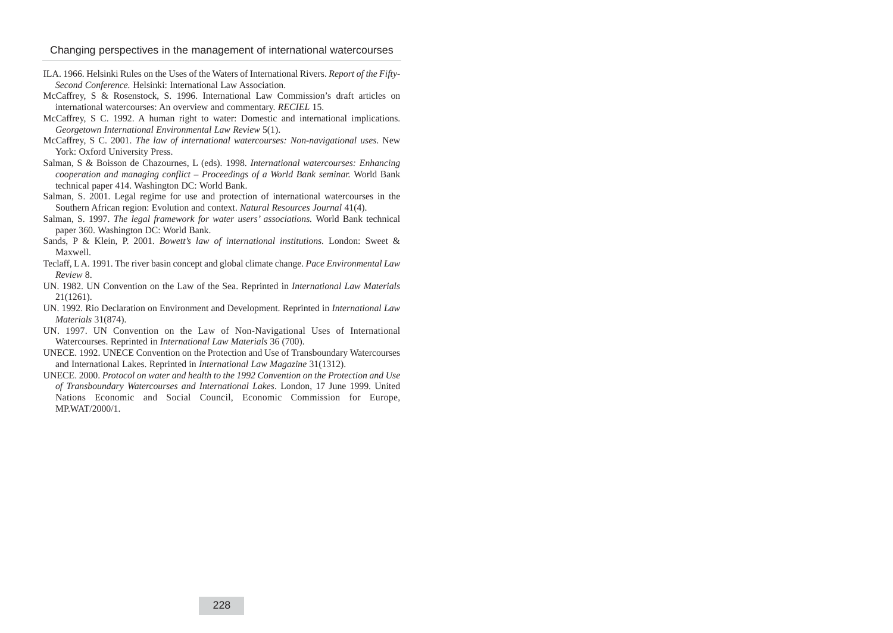ILA. 1966. Helsinki Rules on the Uses of the Waters of International Rivers. *Report of the Fifty-Second Conference.* Helsinki: International Law Association.

McCaffrey, S & Rosenstock, S. 1996. International Law Commission's draft articles on international watercourses: An overview and commentary. *RECIEL* 15.

McCaffrey, S C. 1992. A human right to water: Domestic and international implications. *Georgetown International Environmental Law Review* 5(1).

McCaffrey, S C. 2001. *The law of international watercourses: Non-navigational uses*. New York: Oxford University Press.

Salman, S & Boisson de Chazournes, L (eds). 1998. *International watercourses: Enhancing cooperation and managing conflict – Proceedings of a World Bank seminar.* World Bank technical paper 414. Washington DC: World Bank.

Salman, S. 2001. Legal regime for use and protection of international watercourses in the Southern African region: Evolution and context. *Natural Resources Journal* 41(4).

Salman, S. 1997. *The legal framework for water users' associations.* World Bank technical paper 360. Washington DC: World Bank.

Sands, P & Klein, P. 2001. *Bowett's law of international institutions.* London: Sweet & Maxwell.

Teclaff, L A. 1991. The river basin concept and global climate change. *Pace Environmental Law Review* 8.

UN. 1982. UN Convention on the Law of the Sea. Reprinted in *International Law Materials* 21(1261).

UN. 1992. Rio Declaration on Environment and Development. Reprinted in *International Law Materials* 31(874).

UN. 1997. UN Convention on the Law of Non-Navigational Uses of International Watercourses. Reprinted in *International Law Materials* 36 (700).

UNECE. 1992. UNECE Convention on the Protection and Use of Transboundary Watercourses and International Lakes. Reprinted in *International Law Magazine* 31(1312).

UNECE. 2000. *Protocol on water and health to the 1992 Convention on the Protection and Use of Transboundary Watercourses and International Lakes*. London, 17 June 1999. United Nations Economic and Social Council, Economic Commission for Europe, MP.WAT/2000/1.